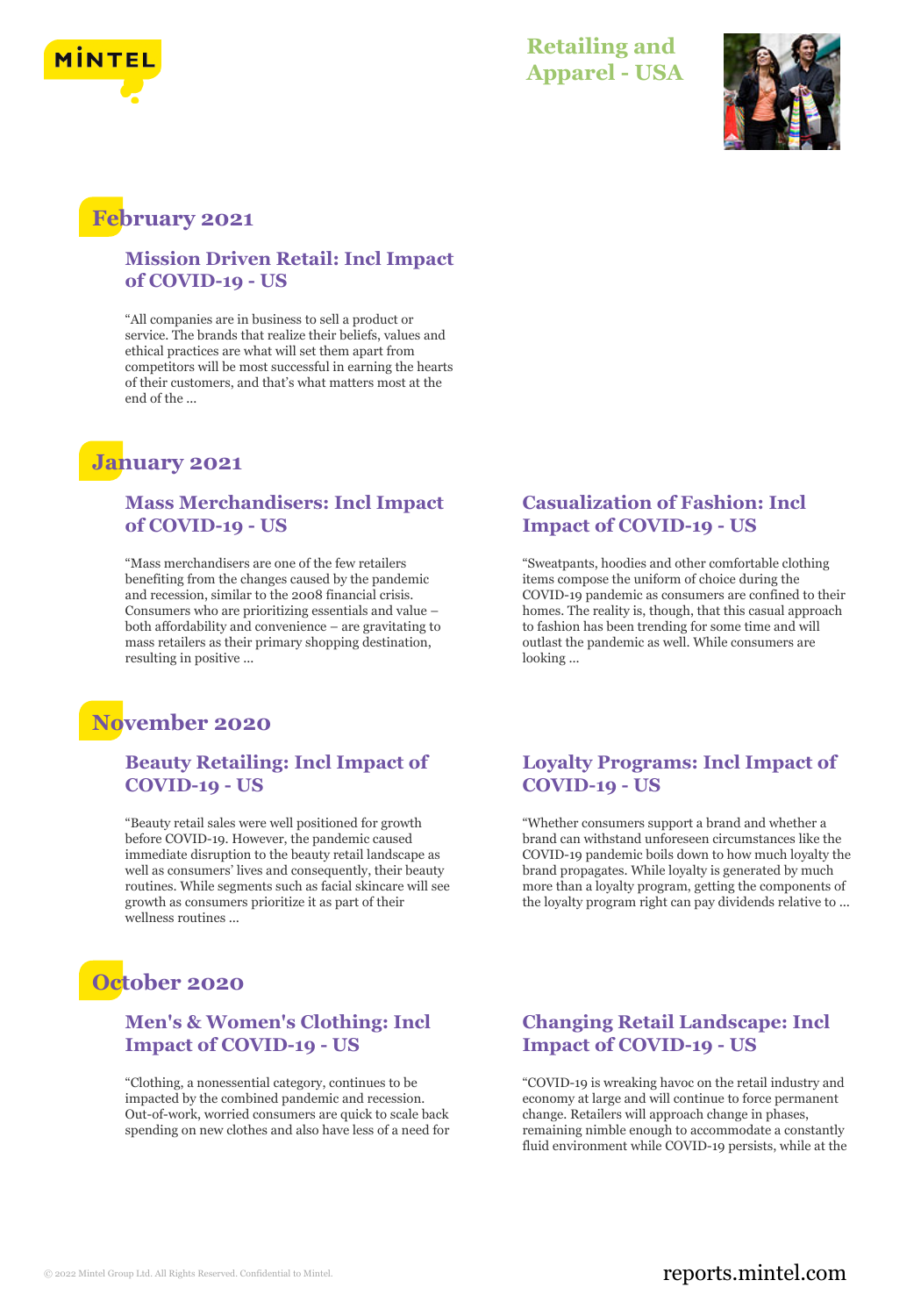# Retailing and Apparel - USA

## February 2021

### Mission Driven Retail: Incl Impact of COVID-19 - US

“All companies are in business to sell a product or service. The brands that realize their beliefs, values and ethical practices are what will set them apart from competitors will be most successful in earning the hearts of their customers, and that’s what matters most at the end of the ...

## January 2021

### Mass Merchandisers: Incl Impact of COVID-19 - US

“Mass merchandisers are one of the few retailers benefiting from the changes caused by the pandemic and recession, similar to the 2008 financial crisis. Consumers who are prioritizing essentials and value – both affordability and convenience – are gravitating to mass retailers as their primary shopping destination, resulting in positive ...

### Casualization of Fashion: Incl Impact of COVID-19 - US

“Sweatpants, hoodies and other comfortable clothing items compose the uniform of choice during the COVID-19 pandemic as consumers are confined to their homes. The reality is, though, that this casual approach to fashion has been trending for some time and will outlast the pandemic as well. While consumers are looking ...

## November 2020

### Beauty Retailing: Incl Impact of COVID-19 - US

“Beauty retail sales were well positioned for growth before COVID-19. However, the pandemic caused immediate disruption to the beauty retail landscape as well as consumers’ lives and consequently, their beauty routines. While segments such as facial skincare will see growth as consumers prioritize it as part of their wellness routines ...

### Loyalty Programs: Incl Impact of COVID-19 - US

“Whether consumers support a brand and whether a brand can withstand unforeseen circumstances like the COVID-19 pandemic boils down to how much loyalty the brand propagates. While loyalty is generated by much more than a loyalty program, getting the components of the loyalty program right can pay dividends relative to ...

## October 2020

### Men's & Women's Clothing: Incl Impact of COVID-19 - US

“Clothing, a nonessential category, continues to be impacted by the combined pandemic and recession. Out-of-work, worried consumers are quick to scale back spending on new clothes and also have less of a need for

### Changing Retail Landscape: Incl Impact of COVID-19 - US

“COVID-19 is wreaking havoc on the retail industry and economy at large and will continue to force permanent change. Retailers will approach change in phases, remaining nimble enough to accommodate a constantly fluid environment while COVID-19 persists, while at the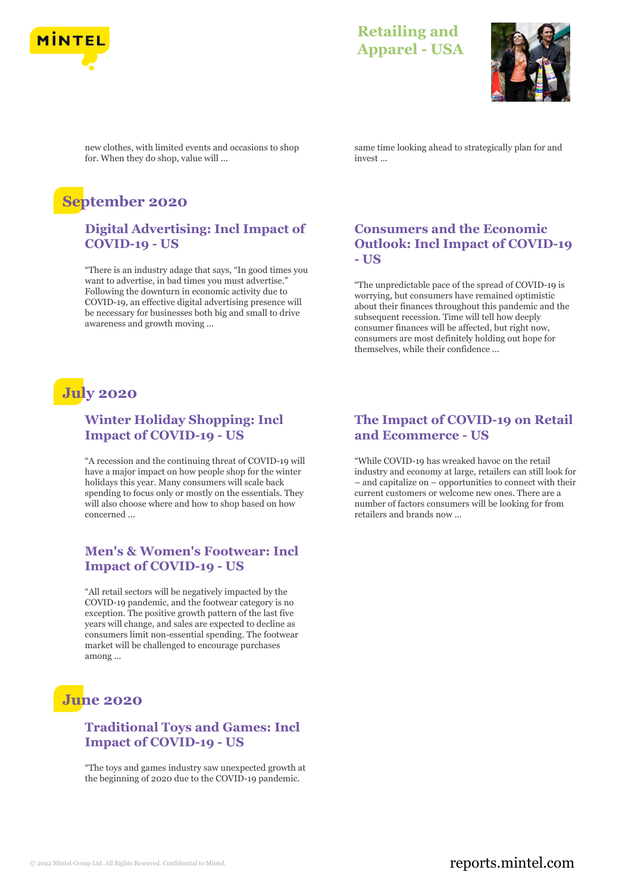new clothes, with limited events and occasions to shop for. When they do shop, value will ...

same time looking ahead to strategically plan for and invest ...

## September 2020

### Digital Advertising: Incl Impact of COVID-19 - US

"There is an industry adage that says, "In good times you want to advertise, in bad times you must advertise." Following the downturn in economic activity due to COVID-19, an effective digital advertising presence will be necessary for businesses both big and small to drive awareness and growth moving ...

### Consumers and the Economic Outlook: Incl Impact of COVID-19 - US

"The unpredictable pace of the spread of COVID-19 is worrying, but consumers have remained optimistic about their finances throughout this pandemic and the subsequent recession. Time will tell how deeply consumer finances will be affected, but right now, consumers are most definitely holding out hope for themselves, while their confidence ...

## July 2020

### Winter Holiday Shopping: Incl Impact of COVID-19 - US

"A recession and the continuing threat of COVID-19 will have a major impact on how people shop for the winter holidays this year. Many consumers will scale back spending to focus only or mostly on the essentials. They will also choose where and how to shop based on how concerned ...

### The Impact of COVID-19 on Retail and Ecommerce - US

"While COVID-19 has wreaked havoc on the retail industry and economy at large, retailers can still look for – and capitalize on – opportunities to connect with their current customers or welcome new ones. There are a number of factors consumers will be looking for from retailers and brands now ...

### Men's & Women's Footwear: Incl Impact of COVID-19 - US

"All retail sectors will be negatively impacted by the COVID-19 pandemic, and the footwear category is no exception. The positive growth pattern of the last five years will change, and sales are expected to decline as consumers limit non-essential spending. The footwear market will be challenged to encourage purchases among ...

## June 2020

### Traditional Toys and Games: Incl Impact of COVID-19 - US

"The toys and games industry saw unexpected growth at the beginning of 2020 due to the COVID-19 pandemic.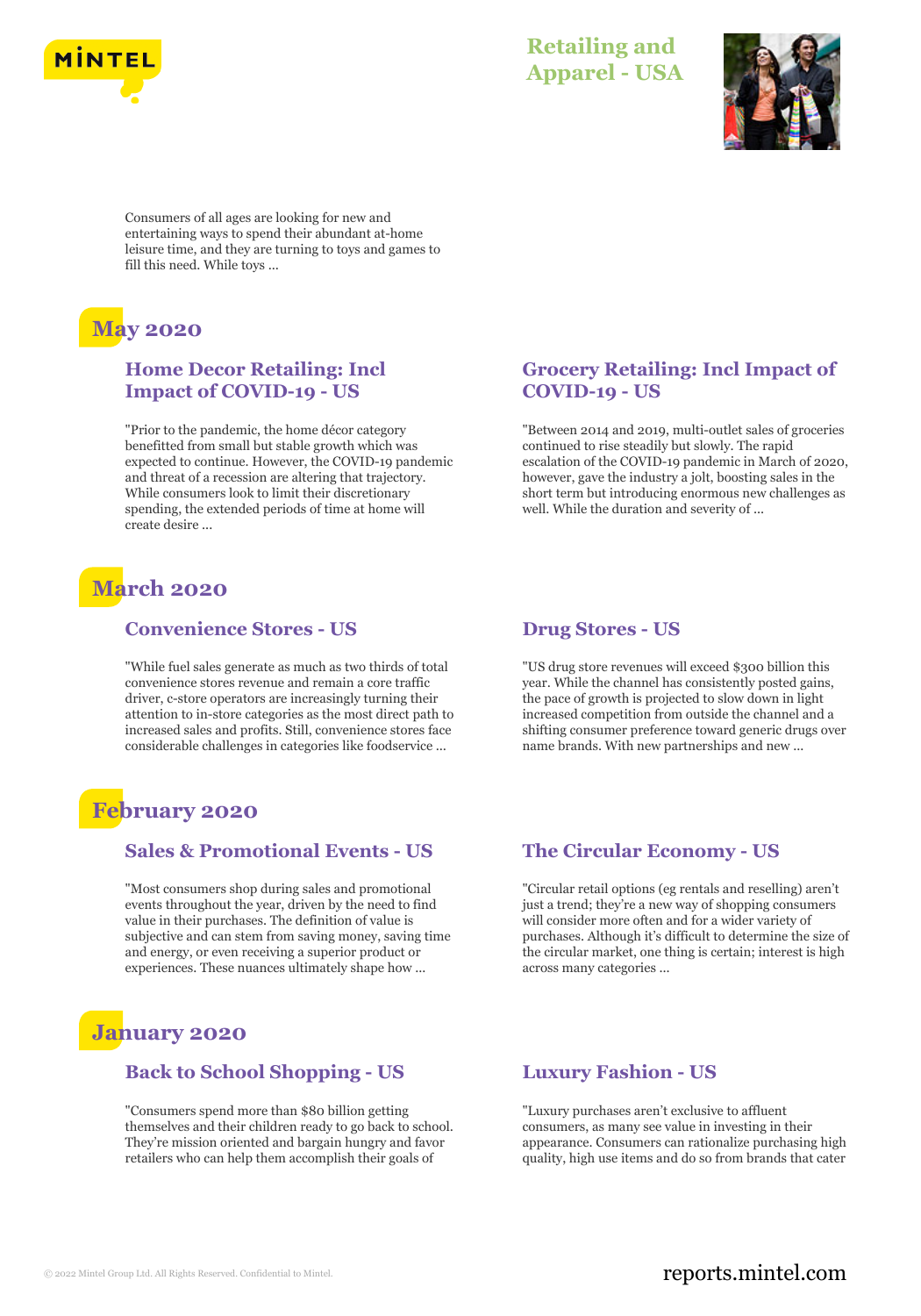Consumers of all ages are looking for new and entertaining ways to spend their abundant at-home leisure time, and they are turning to toys and games to fill this need. While toys ...

## May 2020

### Home Decor Retailing: Incl Impact of COVID-19 - US

"Prior to the pandemic, the home décor category benefitted from small but stable growth which was expected to continue. However, the COVID-19 pandemic and threat of a recession are altering that trajectory. While consumers look to limit their discretionary spending, the extended periods of time at home will create desire ...

### Grocery Retailing: Incl Impact of COVID-19 - US

"Between 2014 and 2019, multi-outlet sales of groceries continued to rise steadily but slowly. The rapid escalation of the COVID-19 pandemic in March of 2020, however, gave the industry a jolt, boosting sales in the short term but introducing enormous new challenges as well. While the duration and severity of ...

## March 2020

### Convenience Stores - US

"While fuel sales generate as much as two thirds of total convenience stores revenue and remain a core traffic driver, c-store operators are increasingly turning their attention to in-store categories as the most direct path to increased sales and profits. Still, convenience stores face considerable challenges in categories like foodservice ...

### Drug Stores - US

"US drug store revenues will exceed $300 billion this year. While the channel has consistently posted gains, the pace of growth is projected to slow down in light increased competition from outside the channel and a shifting consumer preference toward generic drugs over name brands. With new partnerships and new ...

## February 2020

### Sales & Promotional Events - US

"Most consumers shop during sales and promotional events throughout the year, driven by the need to find value in their purchases. The definition of value is subjective and can stem from saving money, saving time and energy, or even receiving a superior product or experiences. These nuances ultimately shape how ...

### The Circular Economy - US

"Circular retail options (eg rentals and reselling) aren't just a trend; they're a new way of shopping consumers will consider more often and for a wider variety of purchases. Although it's difficult to determine the size of the circular market, one thing is certain; interest is high across many categories ...

## January 2020

### Back to School Shopping - US

"Consumers spend more than $80 billion getting themselves and their children ready to go back to school. They're mission oriented and bargain hungry and favor retailers who can help them accomplish their goals of

### Luxury Fashion - US

"Luxury purchases aren't exclusive to affluent consumers, as many see value in investing in their appearance. Consumers can rationalize purchasing high quality, high use items and do so from brands that cater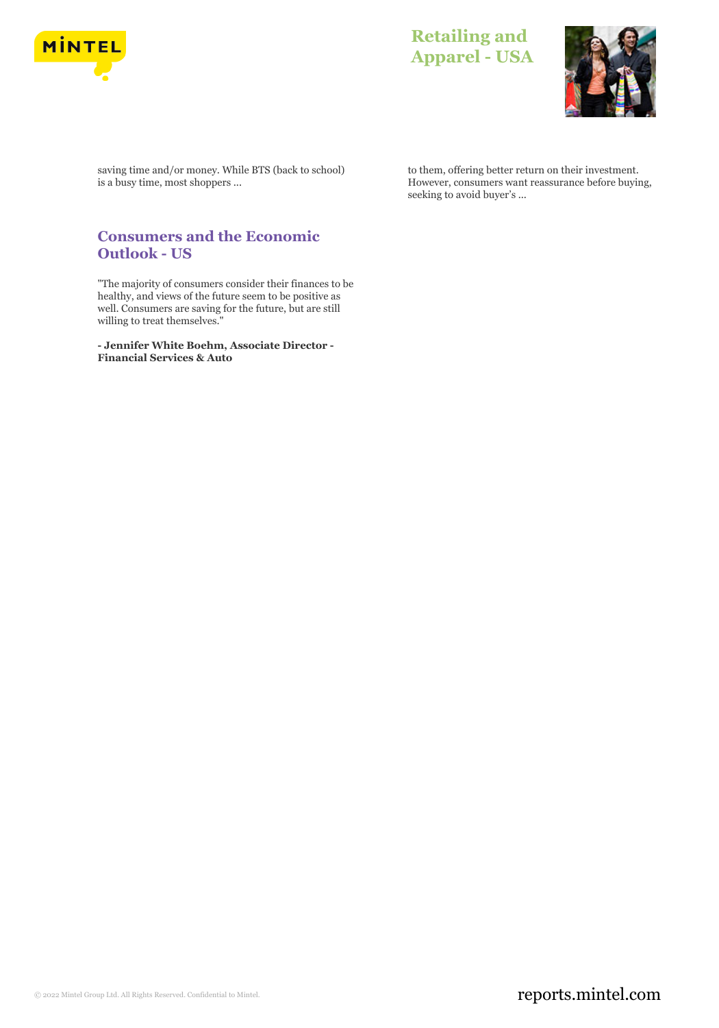saving time and/or money. While BTS (back to school) is a busy time, most shoppers ...

to them, offering better return on their investment. However, consumers want reassurance before buying, seeking to avoid buyer's ...

## Consumers and the Economic Outlook - US

"The majority of consumers consider their finances to be healthy, and views of the future seem to be positive as well. Consumers are saving for the future, but are still willing to treat themselves."

**- Jennifer White Boehm, Associate Director - Financial Services & Auto**